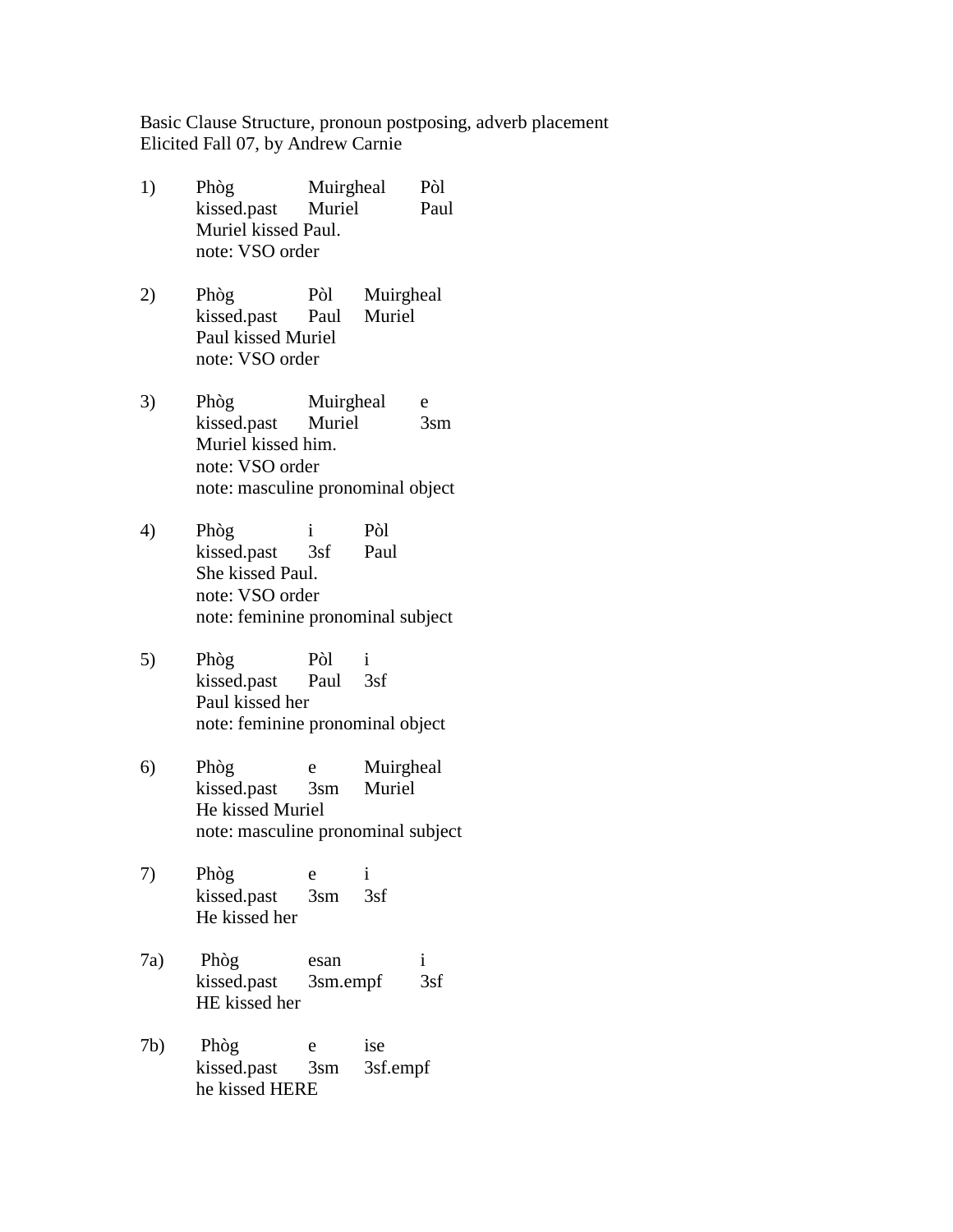Basic Clause Structure, pronoun postposing, adverb placement
Elicited Fall 07, by Andrew Carnie

1) Phòg Muirgheal Pòl
   kissed.past Muriel Paul
   Muriel kissed Paul.
   note: VSO order

2) Phòg Pòl Muirgheal
   kissed.past Paul Muriel
   Paul kissed Muriel
   note: VSO order

3) Phòg Muirgheal e
   kissed.past Muriel 3sm
   Muriel kissed him.
   note: VSO order
   note: masculine pronominal object

4) Phòg i Pòl
   kissed.past 3sf Paul
   She kissed Paul.
   note: VSO order
   note: feminine pronominal subject

5) Phòg Pòl i
   kissed.past Paul 3sf
   Paul kissed her
   note: feminine pronominal object

6) Phòg e Muirgheal
   kissed.past 3sm Muriel
   He kissed Muriel
   note: masculine pronominal subject

7) Phòg e i
   kissed.past 3sm 3sf
   He kissed her

7a) Phòg esan i
   kissed.past 3sm.empf 3sf
   HE kissed her

7b) Phòg e ise
   kissed.past 3sm 3sf.empf
   he kissed HERE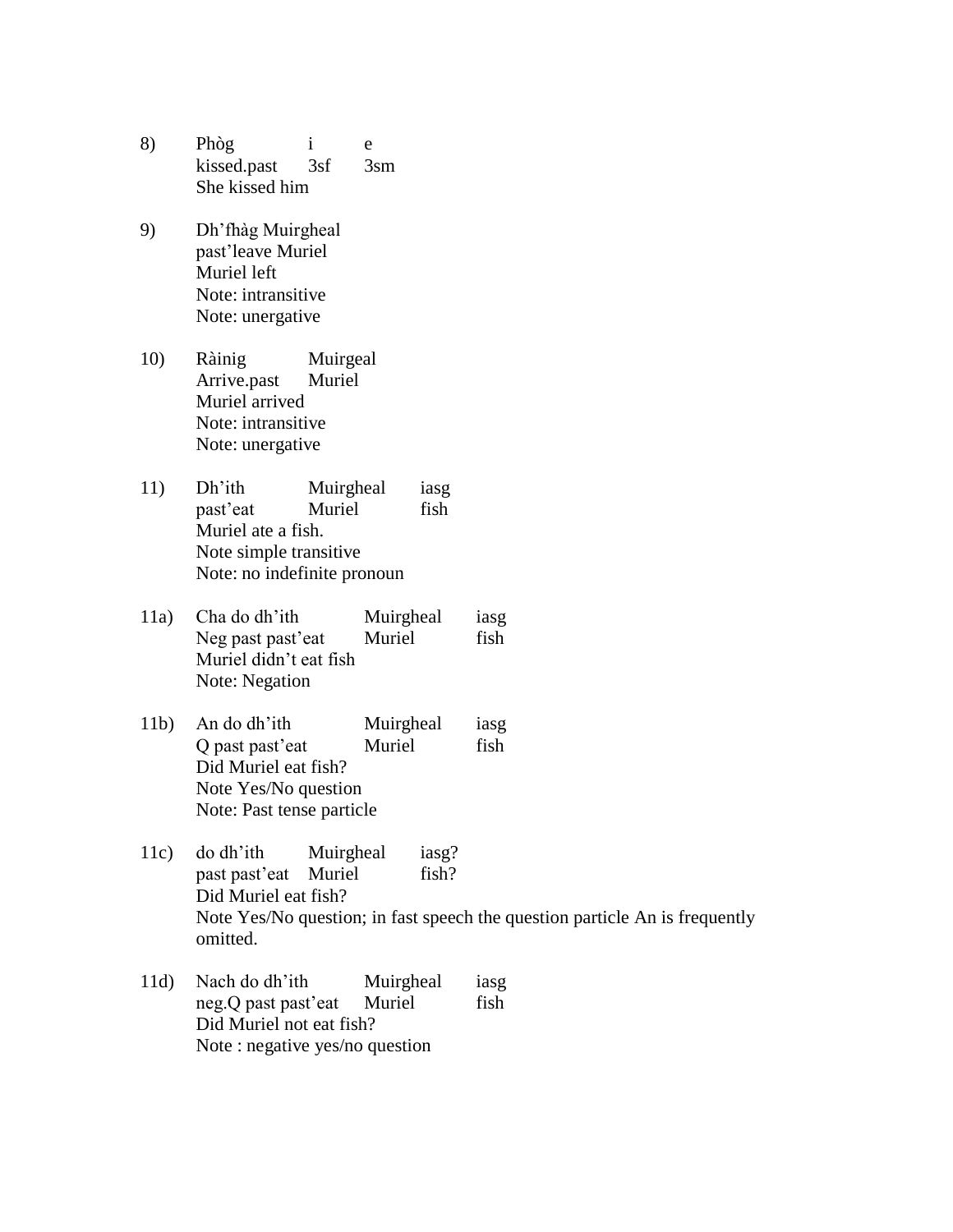8) Phòg i e
kissed.past 3sf 3sm
She kissed him

9) Dh'fhàg Muirgheal
past'leave Muriel
Muriel left
Note: intransitive
Note: unergative

10) Ràinig Muirgeal
Arrive.past Muriel
Muriel arrived
Note: intransitive
Note: unergative

11) Dh'ith Muirgheal iasg
past'eat Muriel fish
Muriel ate a fish.
Note simple transitive
Note: no indefinite pronoun

11a) Cha do dh'ith Muirgheal iasg
Neg past past'eat Muriel fish
Muriel didn't eat fish
Note: Negation

11b) An do dh'ith Muirgheal iasg
Q past past'eat Muriel fish
Did Muriel eat fish?
Note Yes/No question
Note: Past tense particle

11c) do dh'ith Muirgheal iasg?
past past'eat Muriel fish?
Did Muriel eat fish?
Note Yes/No question; in fast speech the question particle An is frequently omitted.

11d) Nach do dh'ith Muirgheal iasg
neg.Q past past'eat Muriel fish
Did Muriel not eat fish?
Note : negative yes/no question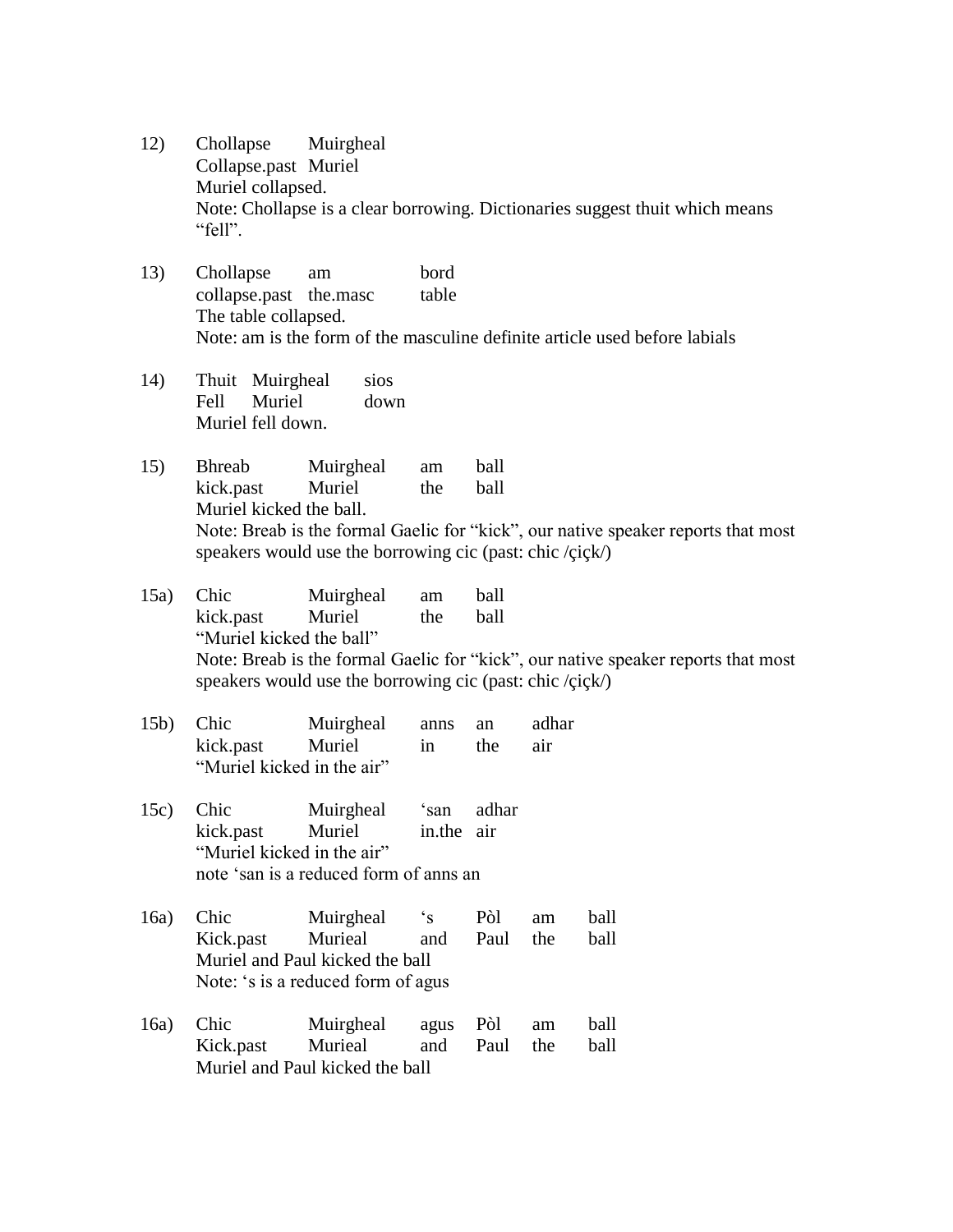12) Chollapse Muirgheal
Collapse.past Muriel
Muriel collapsed.
Note: Chollapse is a clear borrowing. Dictionaries suggest thuit which means "fell".

13) Chollapse am bord
collapse.past the.masc table
The table collapsed.
Note: am is the form of the masculine definite article used before labials

14) Thuit Muirgheal sios
Fell Muriel down
Muriel fell down.

15) Bhreab Muirgheal am ball
kick.past Muriel the ball
Muriel kicked the ball.
Note: Breab is the formal Gaelic for "kick", our native speaker reports that most speakers would use the borrowing cic (past: chic /çiçk/)

15a) Chic Muirgheal am ball
kick.past Muriel the ball
"Muriel kicked the ball"
Note: Breab is the formal Gaelic for "kick", our native speaker reports that most speakers would use the borrowing cic (past: chic /çiçk/)

15b) Chic Muirgheal anns an adhar
kick.past Muriel in the air
"Muriel kicked in the air"

15c) Chic Muirgheal 'san adhar
kick.past Muriel in.the air
"Muriel kicked in the air"
note 'san is a reduced form of anns an

16a) Chic Muirgheal 's Pòl am ball
Kick.past Murieal and Paul the ball
Muriel and Paul kicked the ball
Note: 's is a reduced form of agus

16a) Chic Muirgheal agus Pòl am ball
Kick.past Murieal and Paul the ball
Muriel and Paul kicked the ball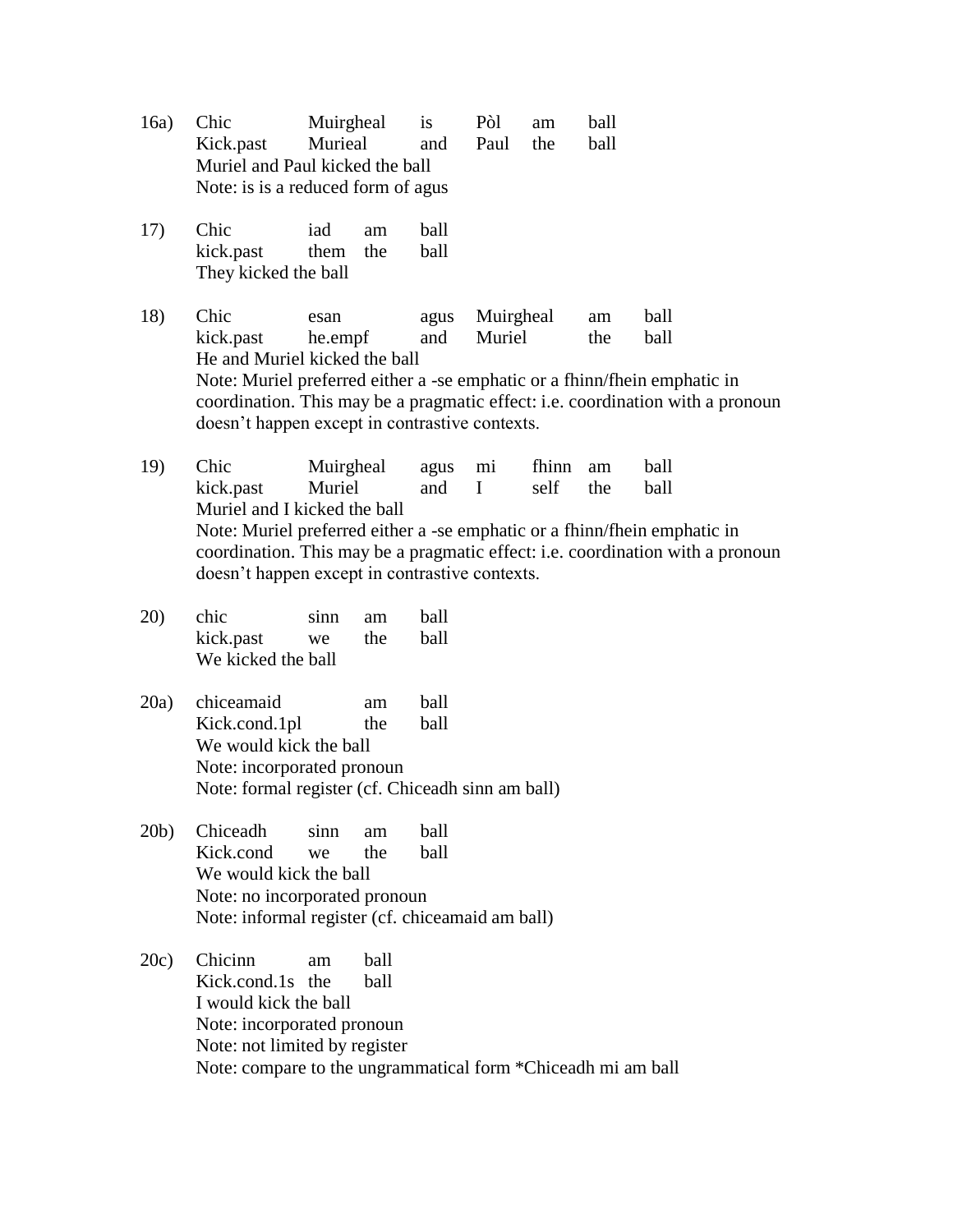16a) Chic Muirgheal is Pòl am ball
Kick.past Murieal and Paul the ball
Muriel and Paul kicked the ball
Note: is is a reduced form of agus

| 16a) | Chic | Muirgheal | is | Pòl | am | ball |
|---|---|---|---|---|---|---|
| | Kick.past | Murieal | and | Paul | the | ball |

Muriel and Paul kicked the ball
Note: is is a reduced form of agus

| 17) | Chic | iad | am | ball |
|---|---|---|---|---|
| | kick.past | them | the | ball |

They kicked the ball

| 18) | Chic | esan | agus | Muirgheal | am | ball |
|---|---|---|---|---|---|---|
| | kick.past | he.empf | and | Muriel | the | ball |

He and Muriel kicked the ball
Note: Muriel preferred either a -se emphatic or a fhinn/fhein emphatic in coordination. This may be a pragmatic effect: i.e. coordination with a pronoun doesn't happen except in contrastive contexts.

| 19) | Chic | Muirgheal | agus | mi | fhinn | am | ball |
|---|---|---|---|---|---|---|---|
| | kick.past | Muriel | and | I | self | the | ball |

Muriel and I kicked the ball
Note: Muriel preferred either a -se emphatic or a fhinn/fhein emphatic in coordination. This may be a pragmatic effect: i.e. coordination with a pronoun doesn't happen except in contrastive contexts.

| 20) | chic | sinn | am | ball |
|---|---|---|---|---|
| | kick.past | we | the | ball |

We kicked the ball

| 20a) | chiceamaid | am | ball |
|---|---|---|---|
| | Kick.cond.1pl | the | ball |

We would kick the ball
Note: incorporated pronoun
Note: formal register (cf. Chiceadh sinn am ball)

| 20b) | Chiceadh | sinn | am | ball |
|---|---|---|---|---|
| | Kick.cond | we | the | ball |

We would kick the ball
Note: no incorporated pronoun
Note: informal register (cf. chiceamaid am ball)

| 20c) | Chicinn | am | ball |
|---|---|---|---|
| | Kick.cond.1s | the | ball |

I would kick the ball
Note: incorporated pronoun
Note: not limited by register
Note: compare to the ungrammatical form *Chiceadh mi am ball

| 16a) | Chic | Muirgheal | is | Pòl | am | ball |
|---|---|---|---|---|---|---|
| | Kick.past | Murieal | and | Paul | the | ball |

Muriel and Paul kicked the ball
Note: is is a reduced form of agus

| 17) | Chic | iad | am | ball |
|---|---|---|---|---|
| | kick.past | them | the | ball |

They kicked the ball

| 18) | Chic | esan | agus | Muirgheal | am | ball |
|---|---|---|---|---|---|---|
| | kick.past | he.empf | and | Muriel | the | ball |

He and Muriel kicked the ball
Note: Muriel preferred either a -se emphatic or a fhinn/fhein emphatic in coordination. This may be a pragmatic effect: i.e. coordination with a pronoun doesn't happen except in contrastive contexts.

| 19) | Chic | Muirgheal | agus | mi | fhinn | am | ball |
|---|---|---|---|---|---|---|---|
| | kick.past | Muriel | and | I | self | the | ball |

Muriel and I kicked the ball
Note: Muriel preferred either a -se emphatic or a fhinn/fhein emphatic in coordination. This may be a pragmatic effect: i.e. coordination with a pronoun doesn't happen except in contrastive contexts.

| 20) | chic | sinn | am | ball |
|---|---|---|---|---|
| | kick.past | we | the | ball |

We kicked the ball

| 20a) | chiceamaid | am | ball |
|---|---|---|---|
| | Kick.cond.1pl | the | ball |

We would kick the ball
Note: incorporated pronoun
Note: formal register (cf. Chiceadh sinn am ball)

| 20b) | Chiceadh | sinn | am | ball |
|---|---|---|---|---|
| | Kick.cond | we | the | ball |

We would kick the ball
Note: no incorporated pronoun
Note: informal register (cf. chiceamaid am ball)

| 20c) | Chicinn | am | ball |
|---|---|---|---|
| | Kick.cond.1s | the | ball |

I would kick the ball
Note: incorporated pronoun
Note: not limited by register
Note: compare to the ungrammatical form *Chiceadh mi am ball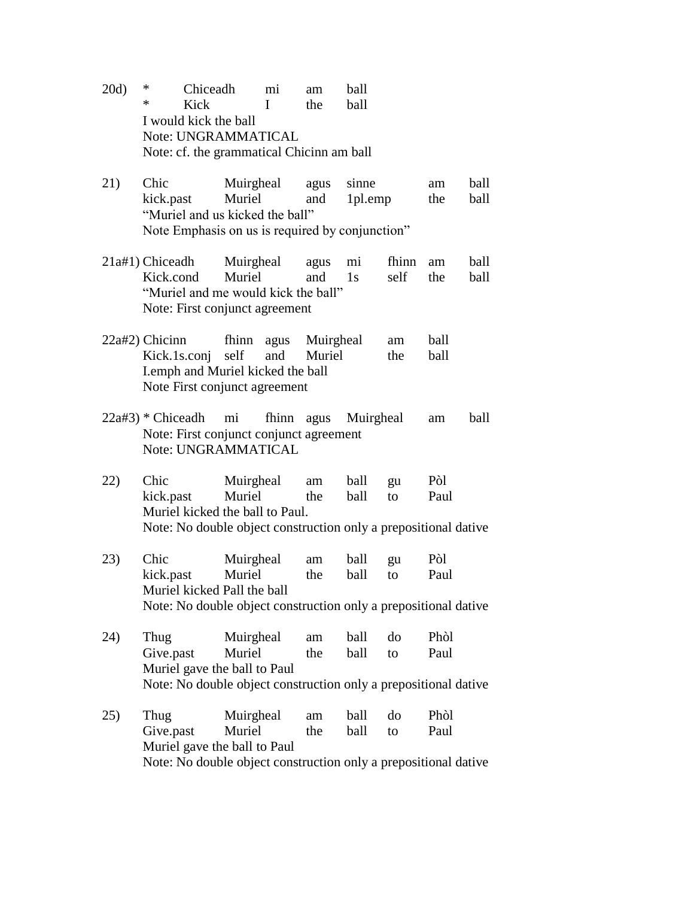20d) * Chiceadh mi am ball
    * Kick I the ball
    I would kick the ball
    Note: UNGRAMMATICAL
    Note: cf. the grammatical Chicinn am ball

21) Chic Muirgheal agus sinne am ball
    kick.past Muriel and 1pl.emp the ball
    "Muriel and us kicked the ball"
    Note Emphasis on us is required by conjunction"

21a#1) Chiceadh Muirgheal agus mi fhinn am ball
    Kick.cond Muriel and 1s self the ball
    "Muriel and me would kick the ball"
    Note: First conjunct agreement

22a#2) Chicinn fhinn agus Muirgheal am ball
    Kick.1s.conj self and Muriel the ball
    I.emph and Muriel kicked the ball
    Note First conjunct agreement

22a#3) * Chiceadh mi fhinn agus Muirgheal am ball
    Note: First conjunct conjunct agreement
    Note: UNGRAMMATICAL

22) Chic Muirgheal am ball gu Pòl
    kick.past Muriel the ball to Paul
    Muriel kicked the ball to Paul.
    Note: No double object construction only a prepositional dative

23) Chic Muirgheal am ball gu Pòl
    kick.past Muriel the ball to Paul
    Muriel kicked Pall the ball
    Note: No double object construction only a prepositional dative

24) Thug Muirgheal am ball do Phòl
    Give.past Muriel the ball to Paul
    Muriel gave the ball to Paul
    Note: No double object construction only a prepositional dative

25) Thug Muirgheal am ball do Phòl
    Give.past Muriel the ball to Paul
    Muriel gave the ball to Paul
    Note: No double object construction only a prepositional dative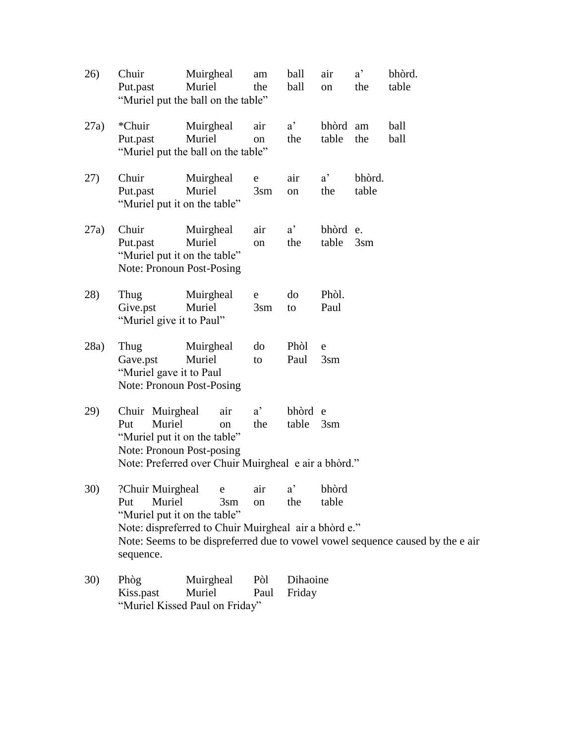26) Chuir Muirgheal am ball air a' bhòrd.
Put.past Muriel the ball on the table
"Muriel put the ball on the table"

27a) *Chuir Muirgheal air a' bhòrd am ball
Put.past Muriel on the table the ball
"Muriel put the ball on the table"

27) Chuir Muirgheal e air a' bhòrd.
Put.past Muriel 3sm on the table
"Muriel put it on the table"

27a) Chuir Muirgheal air a' bhòrd e.
Put.past Muriel on the table 3sm
"Muriel put it on the table"
Note: Pronoun Post-Posing

28) Thug Muirgheal e do Phòl.
Give.pst Muriel 3sm to Paul
"Muriel give it to Paul"

28a) Thug Muirgheal do Phòl e
Gave.pst Muriel to Paul 3sm
"Muriel gave it to Paul
Note: Pronoun Post-Posing

29) Chuir Muirgheal air a' bhòrd e
Put Muriel on the table 3sm
"Muriel put it on the table"
Note: Pronoun Post-posing
Note: Preferred over Chuir Muirgheal e air a bhòrd."

30) ?Chuir Muirgheal e air a' bhòrd
Put Muriel 3sm on the table
"Muriel put it on the table"
Note: dispreferred to Chuir Muirgheal air a bhòrd e."
Note: Seems to be dispreferred due to vowel vowel sequence caused by the e air sequence.

30) Phòg Muirgheal Pòl Dihaoine
Kiss.past Muriel Paul Friday
"Muriel Kissed Paul on Friday"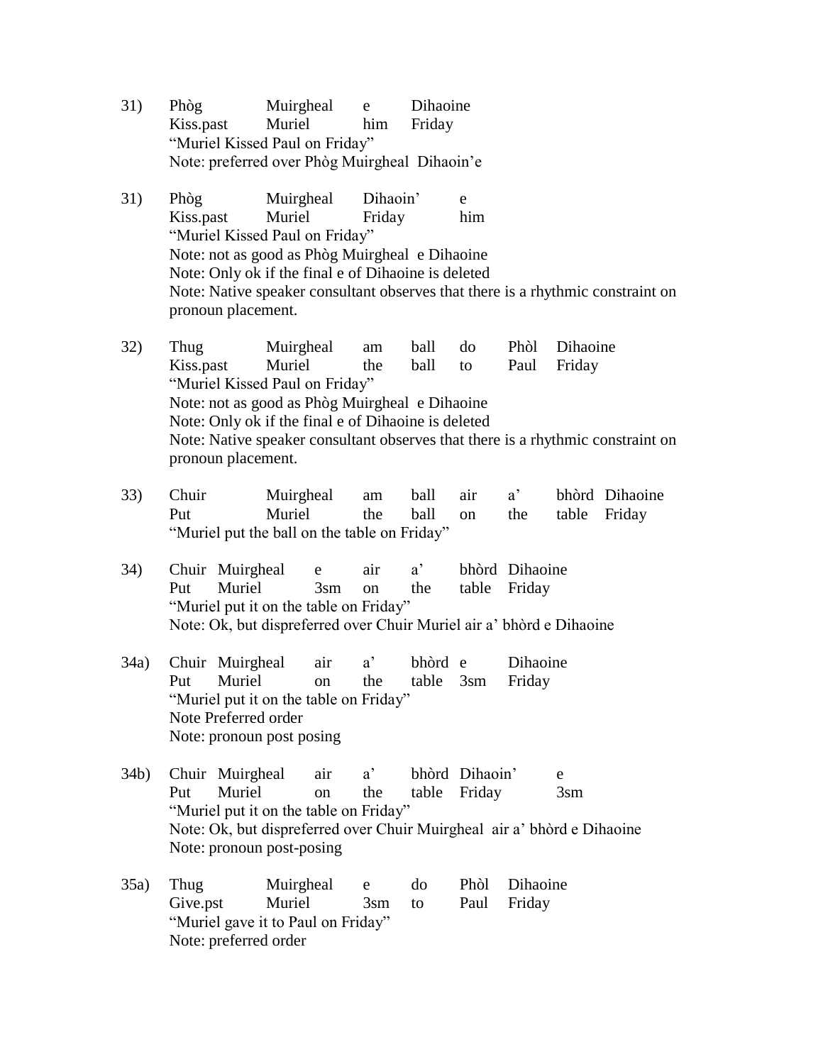31) Phòg Muirgheal e Dihaoine
Kiss.past Muriel him Friday
"Muriel Kissed Paul on Friday"
Note: preferred over Phòg Muirgheal Dihaoin'e

31) Phòg Muirgheal Dihaoin' e
Kiss.past Muriel Friday him
"Muriel Kissed Paul on Friday"
Note: not as good as Phòg Muirgheal e Dihaoine
Note: Only ok if the final e of Dihaoine is deleted
Note: Native speaker consultant observes that there is a rhythmic constraint on pronoun placement.

32) Thug Muirgheal am ball do Phòl Dihaoine
Kiss.past Muriel the ball to Paul Friday
"Muriel Kissed Paul on Friday"
Note: not as good as Phòg Muirgheal e Dihaoine
Note: Only ok if the final e of Dihaoine is deleted
Note: Native speaker consultant observes that there is a rhythmic constraint on pronoun placement.

33) Chuir Muirgheal am ball air a' bhòrd Dihaoine
Put Muriel the ball on the table Friday
"Muriel put the ball on the table on Friday"

34) Chuir Muirgheal e air a' bhòrd Dihaoine
Put Muriel 3sm on the table Friday
"Muriel put it on the table on Friday"
Note: Ok, but dispreferred over Chuir Muriel air a' bhòrd e Dihaoine

34a) Chuir Muirgheal air a' bhòrd e Dihaoine
Put Muriel on the table 3sm Friday
"Muriel put it on the table on Friday"
Note Preferred order
Note: pronoun post posing

34b) Chuir Muirgheal air a' bhòrd Dihaoin' e
Put Muriel on the table Friday 3sm
"Muriel put it on the table on Friday"
Note: Ok, but dispreferred over Chuir Muirgheal air a' bhòrd e Dihaoine
Note: pronoun post-posing

35a) Thug Muirgheal e do Phòl Dihaoine
Give.pst Muriel 3sm to Paul Friday
"Muriel gave it to Paul on Friday"
Note: preferred order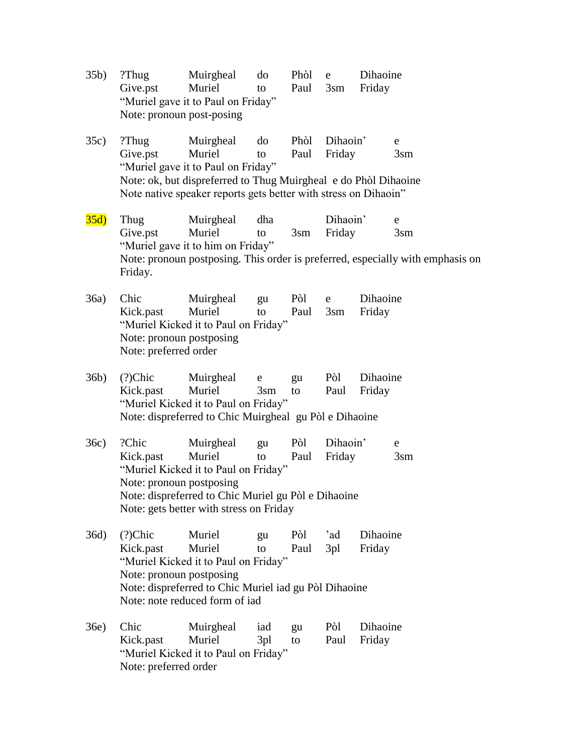35b) ?Thug Muirgheal do Phòl e Dihaoine

| | | | | | |
|---|---|---|---|---|---|
| ?Thug | Muirgheal | do | Phòl | e | Dihaoine |
| Give.pst | Muriel | to | Paul | 3sm | Friday |

"Muriel gave it to Paul on Friday"
Note: pronoun post-posing

35c) ?Thug Muirgheal do Phòl Dihaoin' e

| | | | | | |
|---|---|---|---|---|---|
| ?Thug | Muirgheal | do | Phòl | Dihaoin' | e |
| Give.pst | Muriel | to | Paul | Friday | 3sm |

"Muriel gave it to Paul on Friday"
Note: ok, but dispreferred to Thug Muirgheal e do Phòl Dihaoine
Note native speaker reports gets better with stress on Dihaoin"

35d) Thug Muirgheal dha Dihaoin' e

| | | | | | |
|---|---|---|---|---|---|
| Thug | Muirgheal | dha | | Dihaoin' | e |
| Give.pst | Muriel | to | 3sm | Friday | 3sm |

"Muriel gave it to him on Friday"
Note: pronoun postposing. This order is preferred, especially with emphasis on Friday.

36a) Chic Muirgheal gu Pòl e Dihaoine

| | | | | | |
|---|---|---|---|---|---|
| Chic | Muirgheal | gu | Pòl | e | Dihaoine |
| Kick.past | Muriel | to | Paul | 3sm | Friday |

"Muriel Kicked it to Paul on Friday"
Note: pronoun postposing
Note: preferred order

36b) (?)Chic Muirgheal e gu Pòl Dihaoine

| | | | | | |
|---|---|---|---|---|---|
| (?)Chic | Muirgheal | e | gu | Pòl | Dihaoine |
| Kick.past | Muriel | 3sm | to | Paul | Friday |

"Muriel Kicked it to Paul on Friday"
Note: dispreferred to Chic Muirgheal gu Pòl e Dihaoine

36c) ?Chic Muirgheal gu Pòl Dihaoin' e

| | | | | | |
|---|---|---|---|---|---|
| ?Chic | Muirgheal | gu | Pòl | Dihaoin' | e |
| Kick.past | Muriel | to | Paul | Friday | 3sm |

"Muriel Kicked it to Paul on Friday"
Note: pronoun postposing
Note: dispreferred to Chic Muriel gu Pòl e Dihaoine
Note: gets better with stress on Friday

36d) (?)Chic Muriel gu Pòl 'ad Dihaoine

| | | | | | |
|---|---|---|---|---|---|
| (?)Chic | Muriel | gu | Pòl | 'ad | Dihaoine |
| Kick.past | Muriel | to | Paul | 3pl | Friday |

"Muriel Kicked it to Paul on Friday"
Note: pronoun postposing
Note: dispreferred to Chic Muriel iad gu Pòl Dihaoine
Note: note reduced form of iad

36e) Chic Muirgheal iad gu Pòl Dihaoine

| | | | | | |
|---|---|---|---|---|---|
| Chic | Muirgheal | iad | gu | Pòl | Dihaoine |
| Kick.past | Muriel | 3pl | to | Paul | Friday |

"Muriel Kicked it to Paul on Friday"
Note: preferred order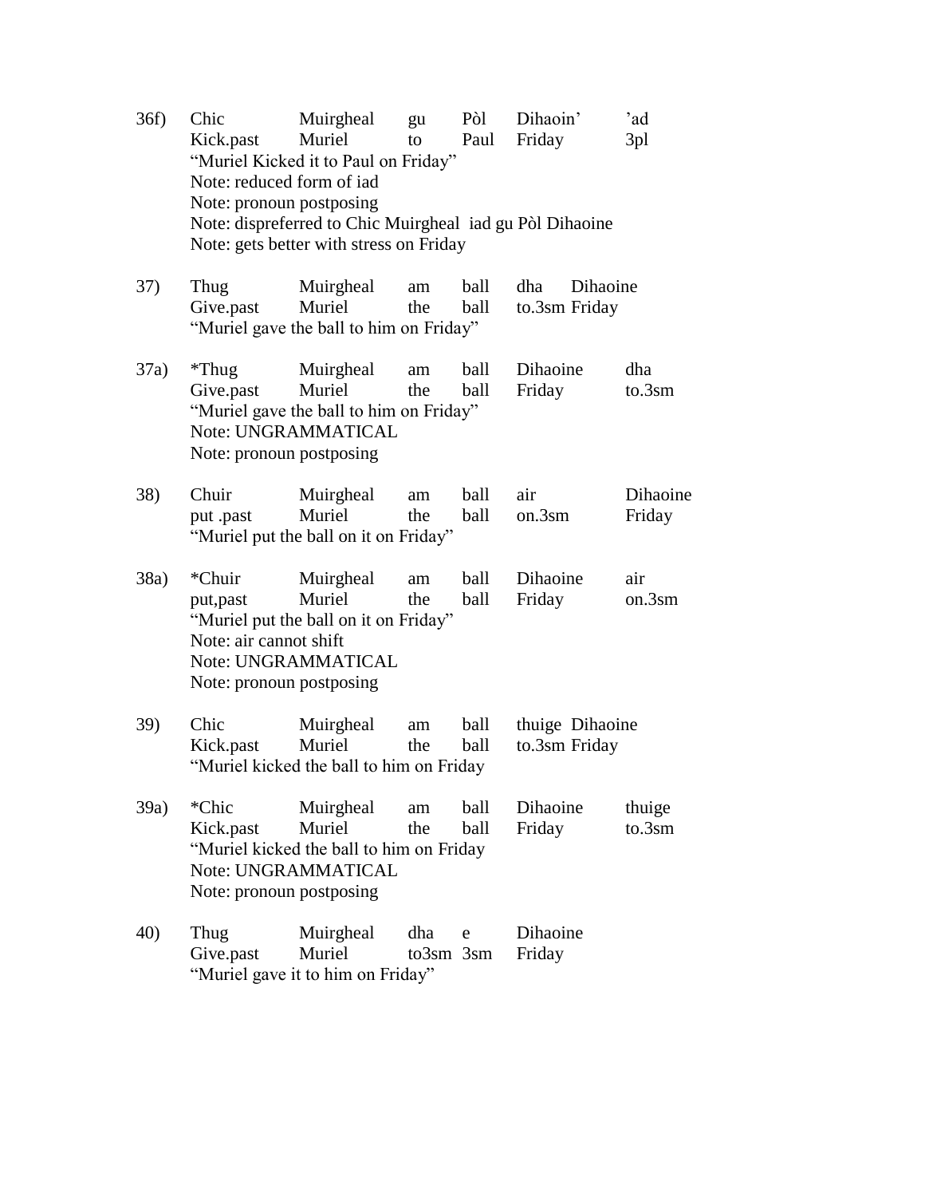36f) Chic Muirgheal gu Pòl Dihaoin' 'ad
Kick.past Muriel to Paul Friday 3pl
"Muriel Kicked it to Paul on Friday"
Note: reduced form of iad
Note: pronoun postposing
Note: dispreferred to Chic Muirgheal iad gu Pòl Dihaoine
Note: gets better with stress on Friday

37) Thug Muirgheal am ball dha Dihaoine
Give.past Muriel the ball to.3sm Friday
"Muriel gave the ball to him on Friday"

37a) *Thug Muirgheal am ball Dihaoine dha
Give.past Muriel the ball Friday to.3sm
"Muriel gave the ball to him on Friday"
Note: UNGRAMMATICAL
Note: pronoun postposing

38) Chuir Muirgheal am ball air Dihaoine
put .past Muriel the ball on.3sm Friday
"Muriel put the ball on it on Friday"

38a) *Chuir Muirgheal am ball Dihaoine air
put,past Muriel the ball Friday on.3sm
"Muriel put the ball on it on Friday"
Note: air cannot shift
Note: UNGRAMMATICAL
Note: pronoun postposing

39) Chic Muirgheal am ball thuige Dihaoine
Kick.past Muriel the ball to.3sm Friday
"Muriel kicked the ball to him on Friday

39a) *Chic Muirgheal am ball Dihaoine thuige
Kick.past Muriel the ball Friday to.3sm
"Muriel kicked the ball to him on Friday
Note: UNGRAMMATICAL
Note: pronoun postposing

40) Thug Muirgheal dha e Dihaoine
Give.past Muriel to3sm 3sm Friday
"Muriel gave it to him on Friday"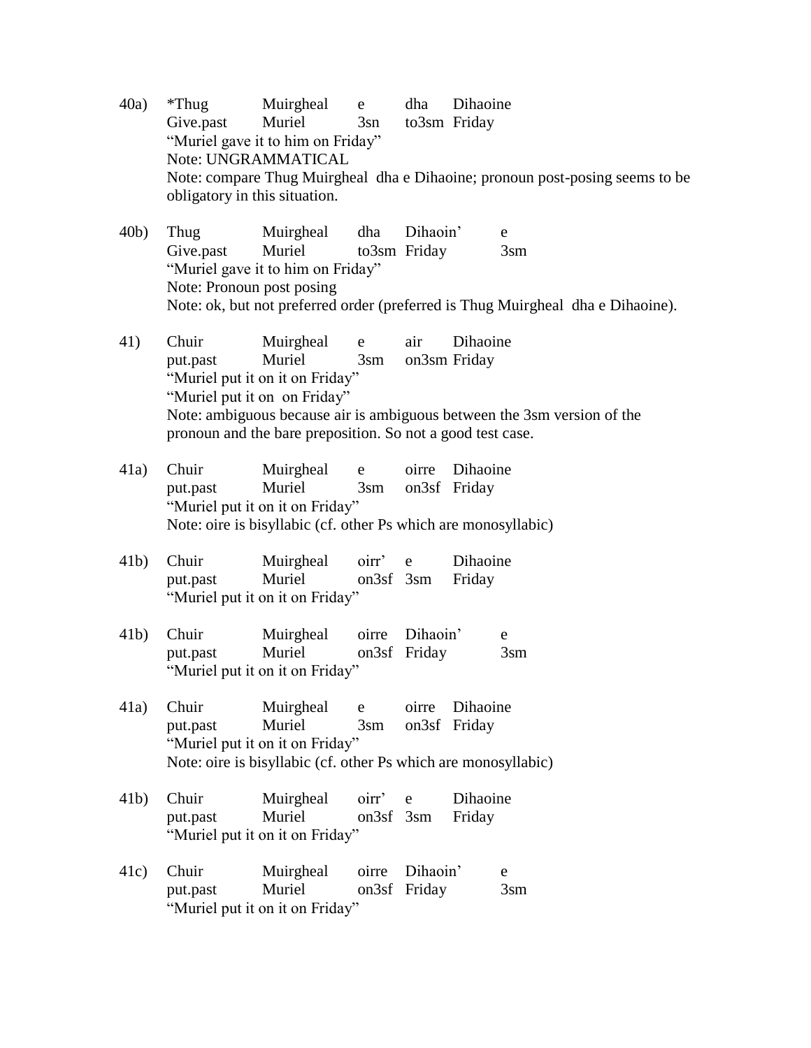40a) *Thug Muirgheal e dha Dihaoine
Give.past Muriel 3sn to3sm Friday
"Muriel gave it to him on Friday"
Note: UNGRAMMATICAL
Note: compare Thug Muirgheal dha e Dihaoine; pronoun post-posing seems to be obligatory in this situation.

40b) Thug Muirgheal dha Dihaoin' e
Give.past Muriel to3sm Friday 3sm
"Muriel gave it to him on Friday"
Note: Pronoun post posing
Note: ok, but not preferred order (preferred is Thug Muirgheal dha e Dihaoine).

41) Chuir Muirgheal e air Dihaoine
put.past Muriel 3sm on3sm Friday
"Muriel put it on it on Friday"
"Muriel put it on on Friday"
Note: ambiguous because air is ambiguous between the 3sm version of the pronoun and the bare preposition. So not a good test case.

41a) Chuir Muirgheal e oirre Dihaoine
put.past Muriel 3sm on3sf Friday
"Muriel put it on it on Friday"
Note: oire is bisyllabic (cf. other Ps which are monosyllabic)

41b) Chuir Muirgheal oirr' e Dihaoine
put.past Muriel on3sf 3sm Friday
"Muriel put it on it on Friday"

41b) Chuir Muirgheal oirre Dihaoin' e
put.past Muriel on3sf Friday 3sm
"Muriel put it on it on Friday"

41a) Chuir Muirgheal e oirre Dihaoine
put.past Muriel 3sm on3sf Friday
"Muriel put it on it on Friday"
Note: oire is bisyllabic (cf. other Ps which are monosyllabic)

41b) Chuir Muirgheal oirr' e Dihaoine
put.past Muriel on3sf 3sm Friday
"Muriel put it on it on Friday"

41c) Chuir Muirgheal oirre Dihaoin' e
put.past Muriel on3sf Friday 3sm
"Muriel put it on it on Friday"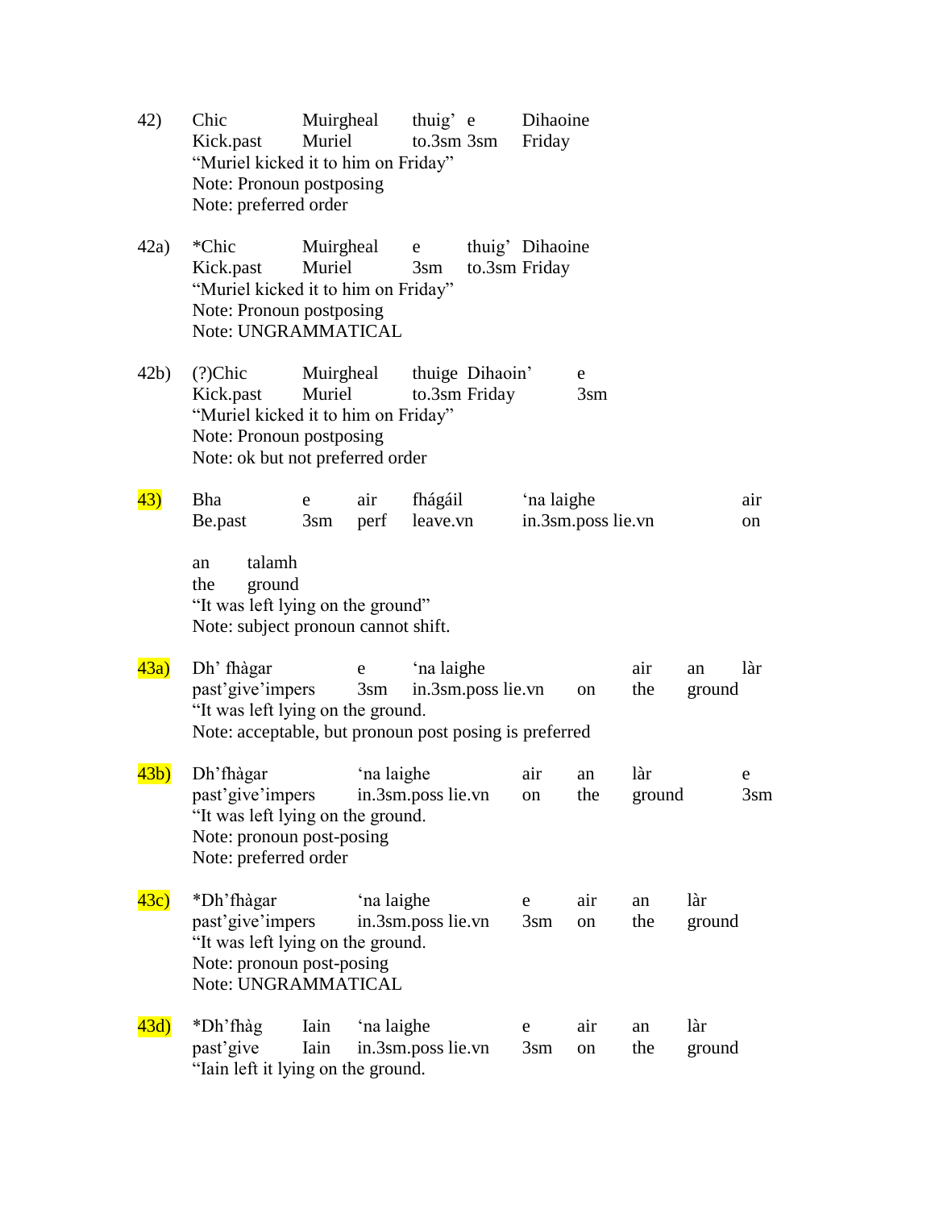42) Chic Muirgheal thuig' e Dihaoine
Kick.past Muriel to.3sm 3sm Friday
"Muriel kicked it to him on Friday"
Note: Pronoun postposing
Note: preferred order

42a) *Chic Muirgheal e thuig' Dihaoine
Kick.past Muriel 3sm to.3sm Friday
"Muriel kicked it to him on Friday"
Note: Pronoun postposing
Note: UNGRAMMATICAL

42b) (?)Chic Muirgheal thuige Dihaoin' e
Kick.past Muriel to.3sm Friday 3sm
"Muriel kicked it to him on Friday"
Note: Pronoun postposing
Note: ok but not preferred order

43) Bha e air fhágáil 'na laighe air an talamh
Be.past 3sm perf leave.vn in.3sm.poss lie.vn on the ground
"It was left lying on the ground"
Note: subject pronoun cannot shift.

43a) Dh' fhàgar e 'na laighe air an làr
past'give'impers 3sm in.3sm.poss lie.vn on the ground
"It was left lying on the ground.
Note: acceptable, but pronoun post posing is preferred

43b) Dh'fhàgar 'na laighe air an làr e
past'give'impers in.3sm.poss lie.vn on the ground 3sm
"It was left lying on the ground.
Note: pronoun post-posing
Note: preferred order

43c) *Dh'fhàgar 'na laighe e air an làr
past'give'impers in.3sm.poss lie.vn 3sm on the ground
"It was left lying on the ground.
Note: pronoun post-posing
Note: UNGRAMMATICAL

43d) *Dh'fhàg Iain 'na laighe e air an làr
past'give Iain in.3sm.poss lie.vn 3sm on the ground
"Iain left it lying on the ground.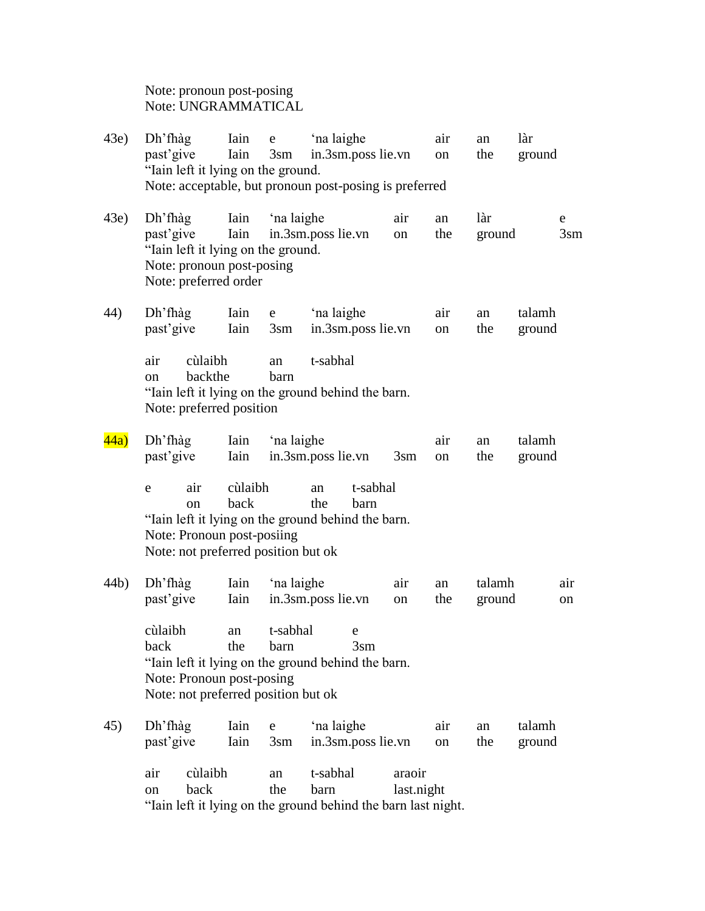Note: pronoun post-posing
Note: UNGRAMMATICAL

43e) Dh'fhàg Iain e 'na laighe air an làr
past'give Iain 3sm in.3sm.poss lie.vn on the ground
"Iain left it lying on the ground.
Note: acceptable, but pronoun post-posing is preferred

43e) Dh'fhàg Iain 'na laighe air an làr e
past'give Iain in.3sm.poss lie.vn on the ground 3sm
"Iain left it lying on the ground.
Note: pronoun post-posing
Note: preferred order

44) Dh'fhàg Iain e 'na laighe air an talamh
past'give Iain 3sm in.3sm.poss lie.vn on the ground

air cùlaibh an t-sabhal
on backthe barn
"Iain left it lying on the ground behind the barn.
Note: preferred position

44a) Dh'fhàg Iain 'na laighe air an talamh
past'give Iain in.3sm.poss lie.vn 3sm on the ground

e air cùlaibh an t-sabhal
on back the barn
"Iain left it lying on the ground behind the barn.
Note: Pronoun post-posiing
Note: not preferred position but ok

44b) Dh'fhàg Iain 'na laighe air an talamh air
past'give Iain in.3sm.poss lie.vn on the ground on

cùlaibh an t-sabhal e
back the barn 3sm
"Iain left it lying on the ground behind the barn.
Note: Pronoun post-posing
Note: not preferred position but ok

45) Dh'fhàg Iain e 'na laighe air an talamh
past'give Iain 3sm in.3sm.poss lie.vn on the ground

air cùlaibh an t-sabhal araoir
on back the barn last.night
"Iain left it lying on the ground behind the barn last night.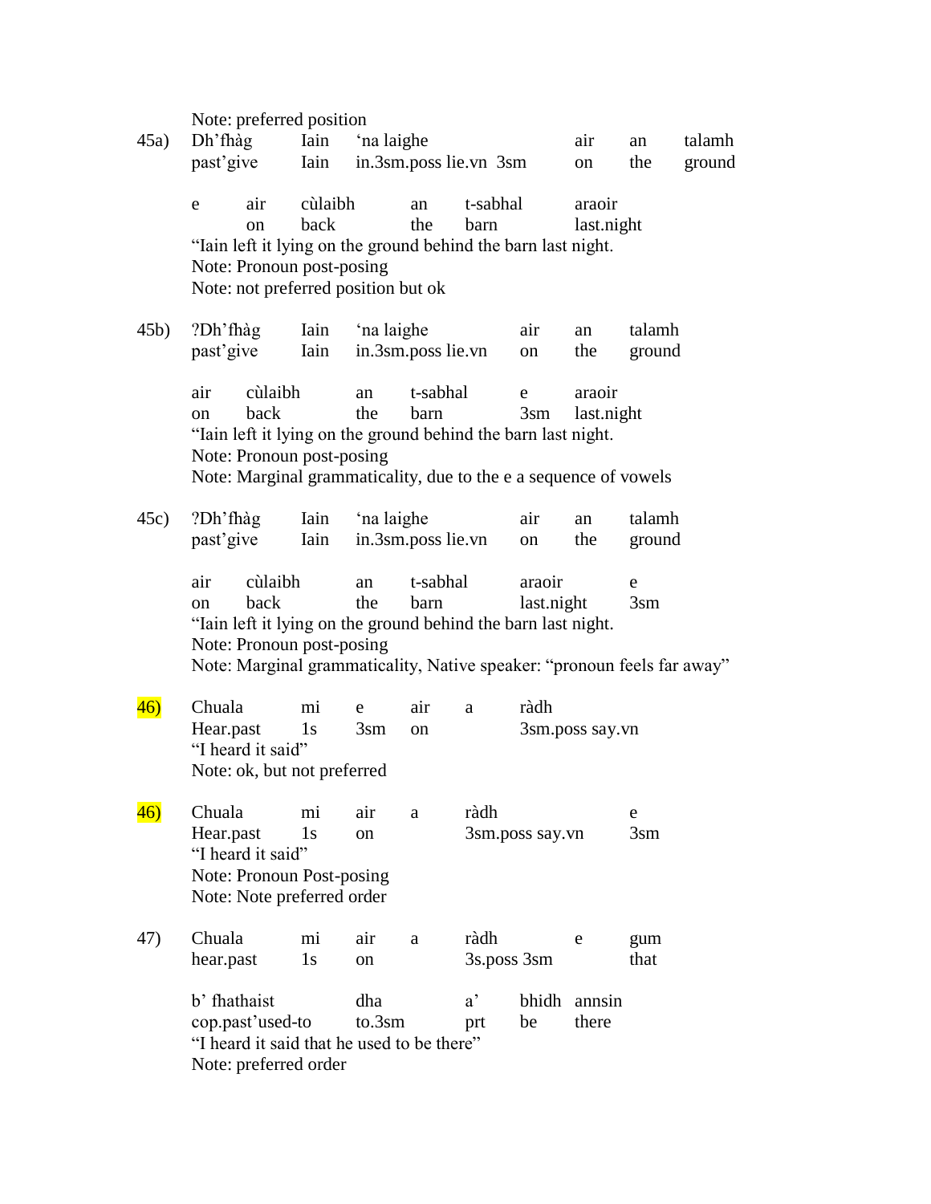Note: preferred position

45a) Dh'fhàg Iain 'na laighe air an talamh
past'give Iain in.3sm.poss lie.vn 3sm on the ground

e air cùlaibh an t-sabhal araoir
on back the barn last.night

"Iain left it lying on the ground behind the barn last night.
Note: Pronoun post-posing
Note: not preferred position but ok

45b) ?Dh'fhàg Iain 'na laighe air an talamh
past'give Iain in.3sm.poss lie.vn on the ground

air cùlaibh an t-sabhal e araoir
on back the barn 3sm last.night

"Iain left it lying on the ground behind the barn last night.
Note: Pronoun post-posing
Note: Marginal grammaticality, due to the e a sequence of vowels

45c) ?Dh'fhàg Iain 'na laighe air an talamh
past'give Iain in.3sm.poss lie.vn on the ground

air cùlaibh an t-sabhal araoir e
on back the barn last.night 3sm

"Iain left it lying on the ground behind the barn last night.
Note: Pronoun post-posing
Note: Marginal grammaticality, Native speaker: "pronoun feels far away"

46) Chuala mi e air a ràdh
Hear.past 1s 3sm on 3sm.poss say.vn

"I heard it said"
Note: ok, but not preferred

46) Chuala mi air a ràdh e
Hear.past 1s on 3sm.poss say.vn 3sm

"I heard it said"
Note: Pronoun Post-posing
Note: Note preferred order

47) Chuala mi air a ràdh e gum
hear.past 1s on 3s.poss 3sm that

b' fhathaist dha a' bhidh annsin
cop.past'used-to to.3sm prt be there

"I heard it said that he used to be there"
Note: preferred order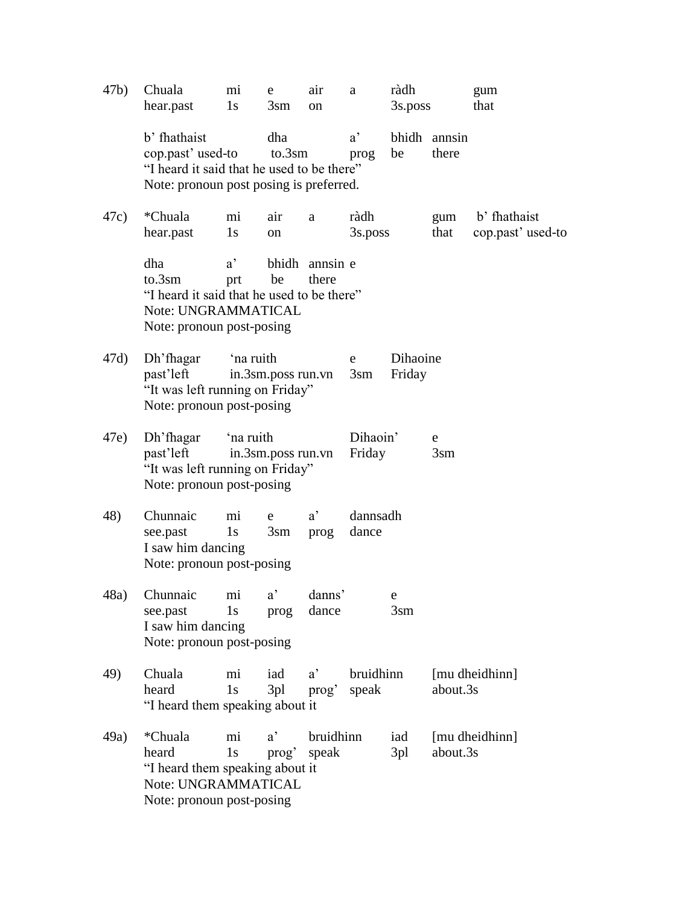47b) Chuala mi e air a ràdh gum
hear.past 1s 3sm on 3s.poss that

b' fhathaist dha a' bhidh annsin
cop.past' used-to to.3sm prog be there
"I heard it said that he used to be there"
Note: pronoun post posing is preferred.

47c) *Chuala mi air a ràdh gum b' fhathaist
hear.past 1s on 3s.poss that cop.past' used-to

dha a' bhidh annsin e
to.3sm prt be there
"I heard it said that he used to be there"
Note: UNGRAMMATICAL
Note: pronoun post-posing

47d) Dh'fhagar 'na ruith e Dihaoine
past'left in.3sm.poss run.vn 3sm Friday
"It was left running on Friday"
Note: pronoun post-posing

47e) Dh'fhagar 'na ruith Dihaoin' e
past'left in.3sm.poss run.vn Friday 3sm
"It was left running on Friday"
Note: pronoun post-posing

48) Chunnaic mi e a' dannsadh
see.past 1s 3sm prog dance
I saw him dancing
Note: pronoun post-posing

48a) Chunnaic mi a' danns' e
see.past 1s prog dance 3sm
I saw him dancing
Note: pronoun post-posing

49) Chuala mi iad a' bruidhinn [mu dheidhinn]
heard 1s 3pl prog' speak about.3s
"I heard them speaking about it

49a) *Chuala mi a' bruidhinn iad [mu dheidhinn]
heard 1s prog' speak 3pl about.3s
"I heard them speaking about it
Note: UNGRAMMATICAL
Note: pronoun post-posing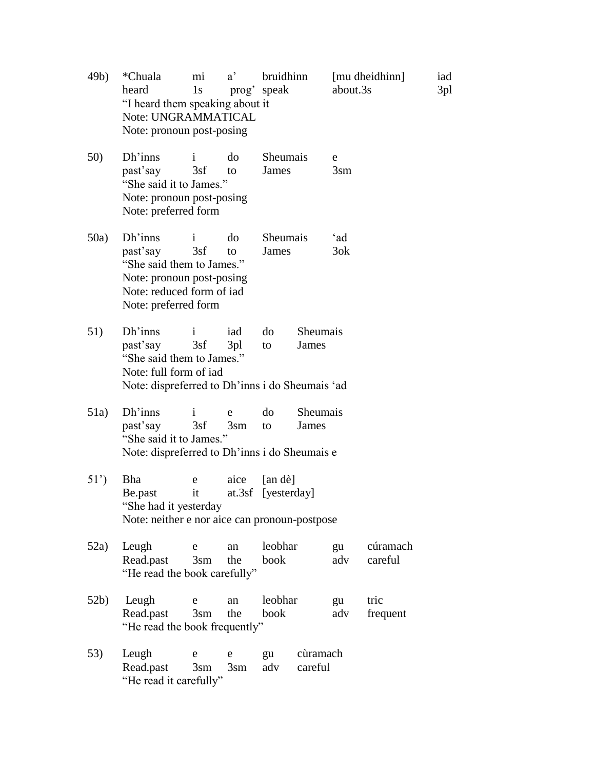49b) *Chuala mi a' bruidhinn [mu dheidhinn] iad
heard 1s prog' speak about.3s 3pl
"I heard them speaking about it
Note: UNGRAMMATICAL
Note: pronoun post-posing

50) Dh'inns i do Sheumais e
past'say 3sf to James 3sm
"She said it to James."
Note: pronoun post-posing
Note: preferred form

50a) Dh'inns i do Sheumais 'ad
past'say 3sf to James 3ok
"She said them to James."
Note: pronoun post-posing
Note: reduced form of iad
Note: preferred form

51) Dh'inns i iad do Sheumais
past'say 3sf 3pl to James
"She said them to James."
Note: full form of iad
Note: dispreferred to Dh'inns i do Sheumais 'ad

51a) Dh'inns i e do Sheumais
past'say 3sf 3sm to James
"She said it to James."
Note: dispreferred to Dh'inns i do Sheumais e

51') Bha e aice [an dè]
Be.past it at.3sf [yesterday]
"She had it yesterday
Note: neither e nor aice can pronoun-postpose

52a) Leugh e an leobhar gu cúramach
Read.past 3sm the book adv careful
"He read the book carefully"

52b) Leugh e an leobhar gu tric
Read.past 3sm the book adv frequent
"He read the book frequently"

53) Leugh e e gu cùramach
Read.past 3sm 3sm adv careful
"He read it carefully"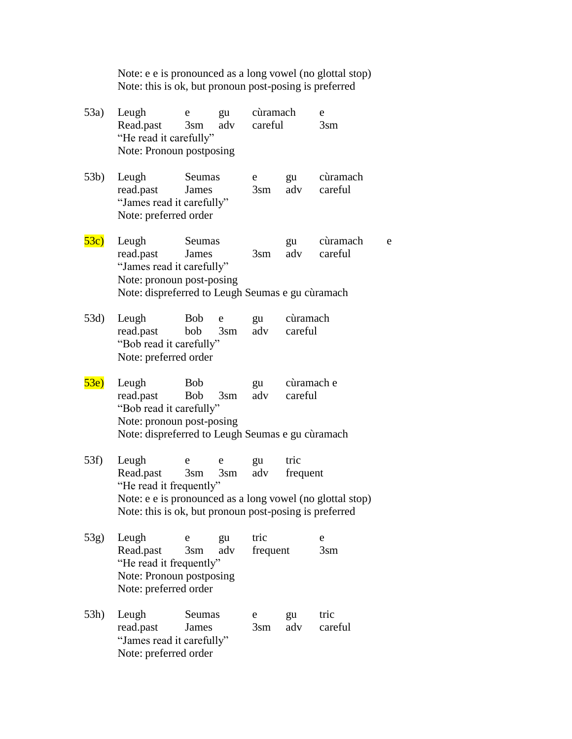Note: e e is pronounced as a long vowel (no glottal stop)
Note: this is ok, but pronoun post-posing is preferred

| | | | | | |
|---|---|---|---|---|---|
| 53a) | Leugh | e | gu | cùramach | e |
| | Read.past | 3sm | adv | careful | 3sm |

"He read it carefully"
Note: Pronoun postposing

| | | | | | |
|---|---|---|---|---|---|
| 53b) | Leugh | Seumas | e | gu | cùramach |
| | read.past | James | 3sm | adv | careful |

"James read it carefully"
Note: preferred order

| | | | | | | |
|---|---|---|---|---|---|---|
| 53c) | Leugh | Seumas | | gu | cùramach | e |
| | read.past | James | 3sm | adv | careful | |

"James read it carefully"
Note: pronoun post-posing
Note: dispreferred to Leugh Seumas e gu cùramach

| | | | | | |
|---|---|---|---|---|---|
| 53d) | Leugh | Bob | e | gu | cùramach |
| | read.past | bob | 3sm | adv | careful |

"Bob read it carefully"
Note: preferred order

| | | | | | |
|---|---|---|---|---|---|
| 53e) | Leugh | Bob | | gu | cùramach e |
| | read.past | Bob | 3sm | adv | careful |

"Bob read it carefully"
Note: pronoun post-posing
Note: dispreferred to Leugh Seumas e gu cùramach

| | | | | | |
|---|---|---|---|---|---|
| 53f) | Leugh | e | e | gu | tric |
| | Read.past | 3sm | 3sm | adv | frequent |

"He read it frequently"
Note: e e is pronounced as a long vowel (no glottal stop)
Note: this is ok, but pronoun post-posing is preferred

| | | | | | |
|---|---|---|---|---|---|
| 53g) | Leugh | e | gu | tric | e |
| | Read.past | 3sm | adv | frequent | 3sm |

"He read it frequently"
Note: Pronoun postposing
Note: preferred order

| | | | | | |
|---|---|---|---|---|---|
| 53h) | Leugh | Seumas | e | gu | tric |
| | read.past | James | 3sm | adv | careful |

"James read it carefully"
Note: preferred order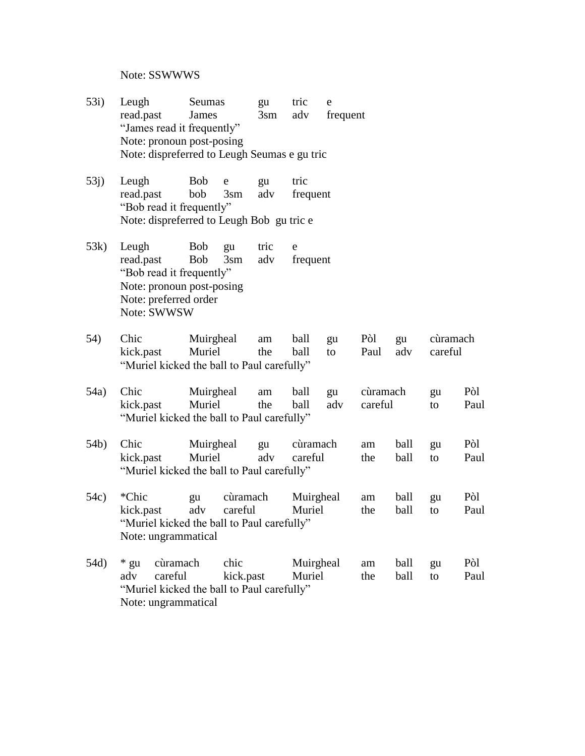Note: SSWWWS

53i) Leugh Seumas gu tric e
read.past James 3sm adv frequent
"James read it frequently"
Note: pronoun post-posing
Note: dispreferred to Leugh Seumas e gu tric

53j) Leugh Bob e gu tric
read.past bob 3sm adv frequent
"Bob read it frequently"
Note: dispreferred to Leugh Bob gu tric e

53k) Leugh Bob gu tric e
read.past Bob 3sm adv frequent
"Bob read it frequently"
Note: pronoun post-posing
Note: preferred order
Note: SWWSW

54) Chic Muirgheal am ball gu Pòl gu cùramach
kick.past Muriel the ball to Paul adv careful
"Muriel kicked the ball to Paul carefully"

54a) Chic Muirgheal am ball gu cùramach gu Pòl
kick.past Muriel the ball adv careful to Paul
"Muriel kicked the ball to Paul carefully"

54b) Chic Muirgheal gu cùramach am ball gu Pòl
kick.past Muriel adv careful the ball to Paul
"Muriel kicked the ball to Paul carefully"

54c) *Chic gu cùramach Muirgheal am ball gu Pòl
kick.past adv careful Muriel the ball to Paul
"Muriel kicked the ball to Paul carefully"
Note: ungrammatical

54d) * gu cùramach chic Muirgheal am ball gu Pòl
adv careful kick.past Muriel the ball to Paul
"Muriel kicked the ball to Paul carefully"
Note: ungrammatical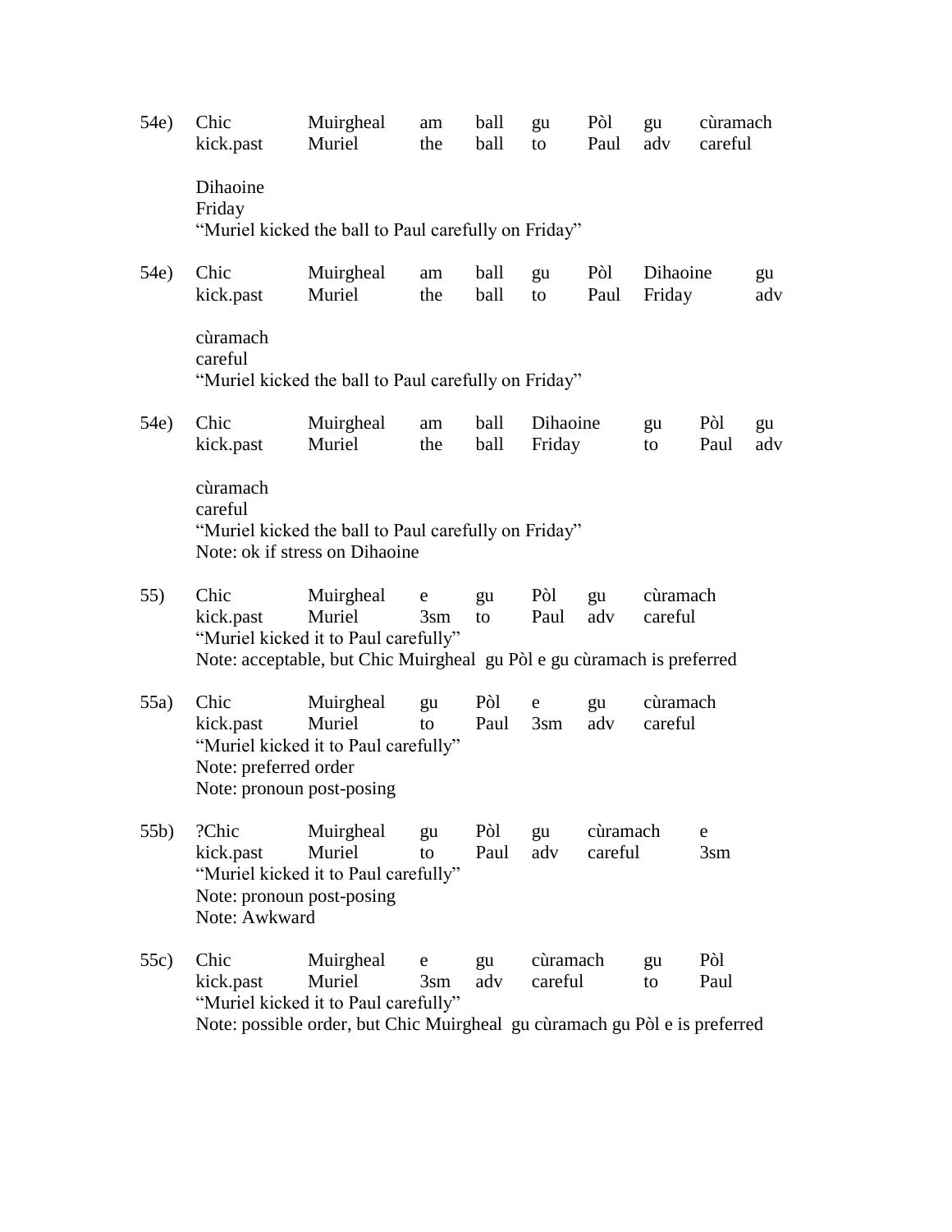54e) Chic Muirgheal am ball gu Pòl gu cùramach Dihaoine
kick.past Muriel the ball to Paul adv careful Friday
"Muriel kicked the ball to Paul carefully on Friday"

54e) Chic Muirgheal am ball gu Pòl Dihaoine gu cùramach
kick.past Muriel the ball to Paul Friday adv careful
"Muriel kicked the ball to Paul carefully on Friday"

54e) Chic Muirgheal am ball Dihaoine gu Pòl gu cùramach
kick.past Muriel the ball Friday to Paul adv careful
"Muriel kicked the ball to Paul carefully on Friday"
Note: ok if stress on Dihaoine

55) Chic Muirgheal e gu Pòl gu cùramach
kick.past Muriel 3sm to Paul adv careful
"Muriel kicked it to Paul carefully"
Note: acceptable, but Chic Muirgheal gu Pòl e gu cùramach is preferred

55a) Chic Muirgheal gu Pòl e gu cùramach
kick.past Muriel to Paul 3sm adv careful
"Muriel kicked it to Paul carefully"
Note: preferred order
Note: pronoun post-posing

55b) ?Chic Muirgheal gu Pòl gu cùramach e
kick.past Muriel to Paul adv careful 3sm
"Muriel kicked it to Paul carefully"
Note: pronoun post-posing
Note: Awkward

55c) Chic Muirgheal e gu cùramach gu Pòl
kick.past Muriel 3sm adv careful to Paul
"Muriel kicked it to Paul carefully"
Note: possible order, but Chic Muirgheal gu cùramach gu Pòl e is preferred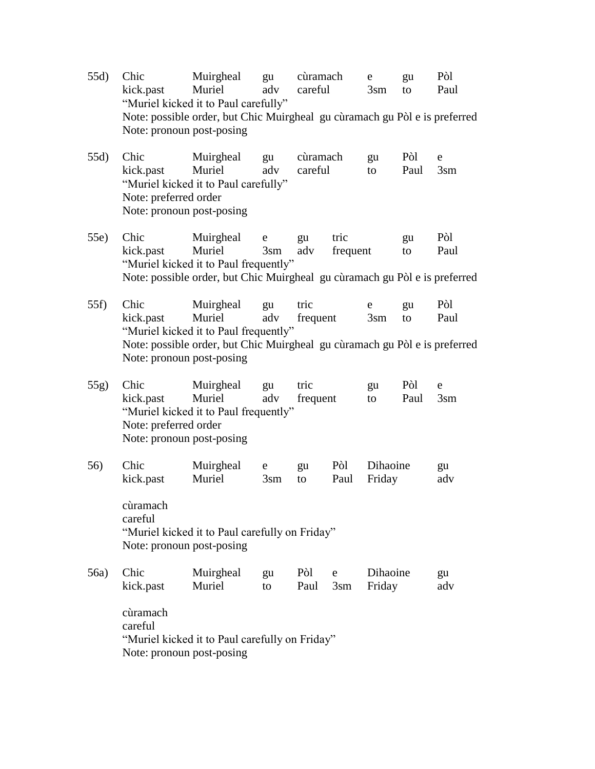55d) Chic Muirgheal gu cùramach e gu Pòl
kick.past Muriel adv careful 3sm to Paul
"Muriel kicked it to Paul carefully"
Note: possible order, but Chic Muirgheal gu cùramach gu Pòl e is preferred
Note: pronoun post-posing

55d) Chic Muirgheal gu cùramach gu Pòl e
kick.past Muriel adv careful to Paul 3sm
"Muriel kicked it to Paul carefully"
Note: preferred order
Note: pronoun post-posing

55e) Chic Muirgheal e gu tric gu Pòl
kick.past Muriel 3sm adv frequent to Paul
"Muriel kicked it to Paul frequently"
Note: possible order, but Chic Muirgheal gu cùramach gu Pòl e is preferred

55f) Chic Muirgheal gu tric e gu Pòl
kick.past Muriel adv frequent 3sm to Paul
"Muriel kicked it to Paul frequently"
Note: possible order, but Chic Muirgheal gu cùramach gu Pòl e is preferred
Note: pronoun post-posing

55g) Chic Muirgheal gu tric gu Pòl e
kick.past Muriel adv frequent to Paul 3sm
"Muriel kicked it to Paul frequently"
Note: preferred order
Note: pronoun post-posing

56) Chic Muirgheal e gu Pòl Dihaoine gu
kick.past Muriel 3sm to Paul Friday adv

cùramach
careful
"Muriel kicked it to Paul carefully on Friday"
Note: pronoun post-posing

56a) Chic Muirgheal gu Pòl e Dihaoine gu
kick.past Muriel to Paul 3sm Friday adv

cùramach
careful
"Muriel kicked it to Paul carefully on Friday"
Note: pronoun post-posing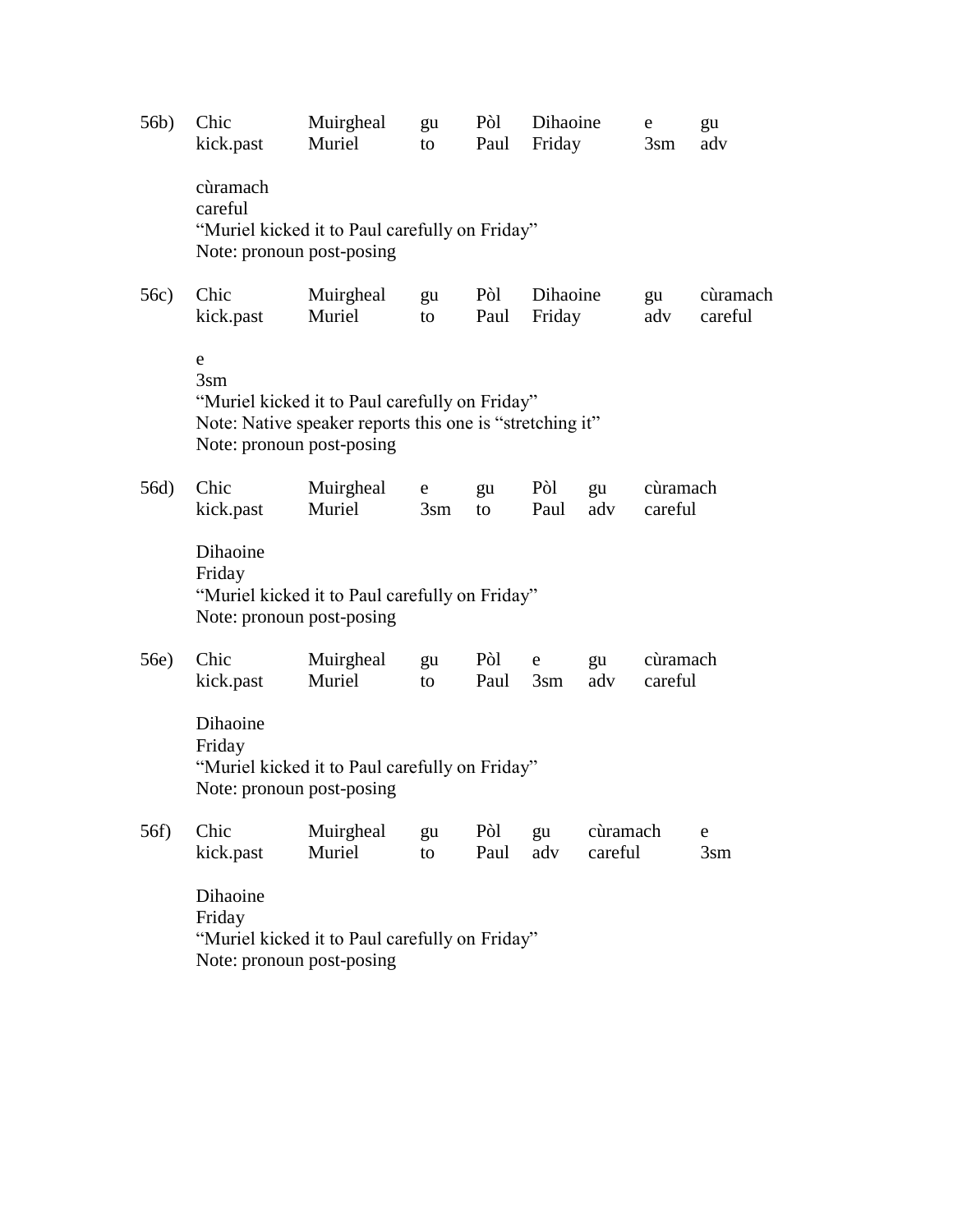56b) Chic Muirgheal gu Pòl Dihaoine e gu cùramach
kick.past Muriel to Paul Friday 3sm adv careful
"Muriel kicked it to Paul carefully on Friday"
Note: pronoun post-posing

56c) Chic Muirgheal gu Pòl Dihaoine gu cùramach e
kick.past Muriel to Paul Friday adv careful 3sm
"Muriel kicked it to Paul carefully on Friday"
Note: Native speaker reports this one is "stretching it"
Note: pronoun post-posing

56d) Chic Muirgheal e gu Pòl gu cùramach Dihaoine
kick.past Muriel 3sm to Paul adv careful Friday
"Muriel kicked it to Paul carefully on Friday"
Note: pronoun post-posing

56e) Chic Muirgheal gu Pòl e gu cùramach Dihaoine
kick.past Muriel to Paul 3sm adv careful Friday
"Muriel kicked it to Paul carefully on Friday"
Note: pronoun post-posing

56f) Chic Muirgheal gu Pòl gu cùramach e Dihaoine
kick.past Muriel to Paul adv careful 3sm Friday
"Muriel kicked it to Paul carefully on Friday"
Note: pronoun post-posing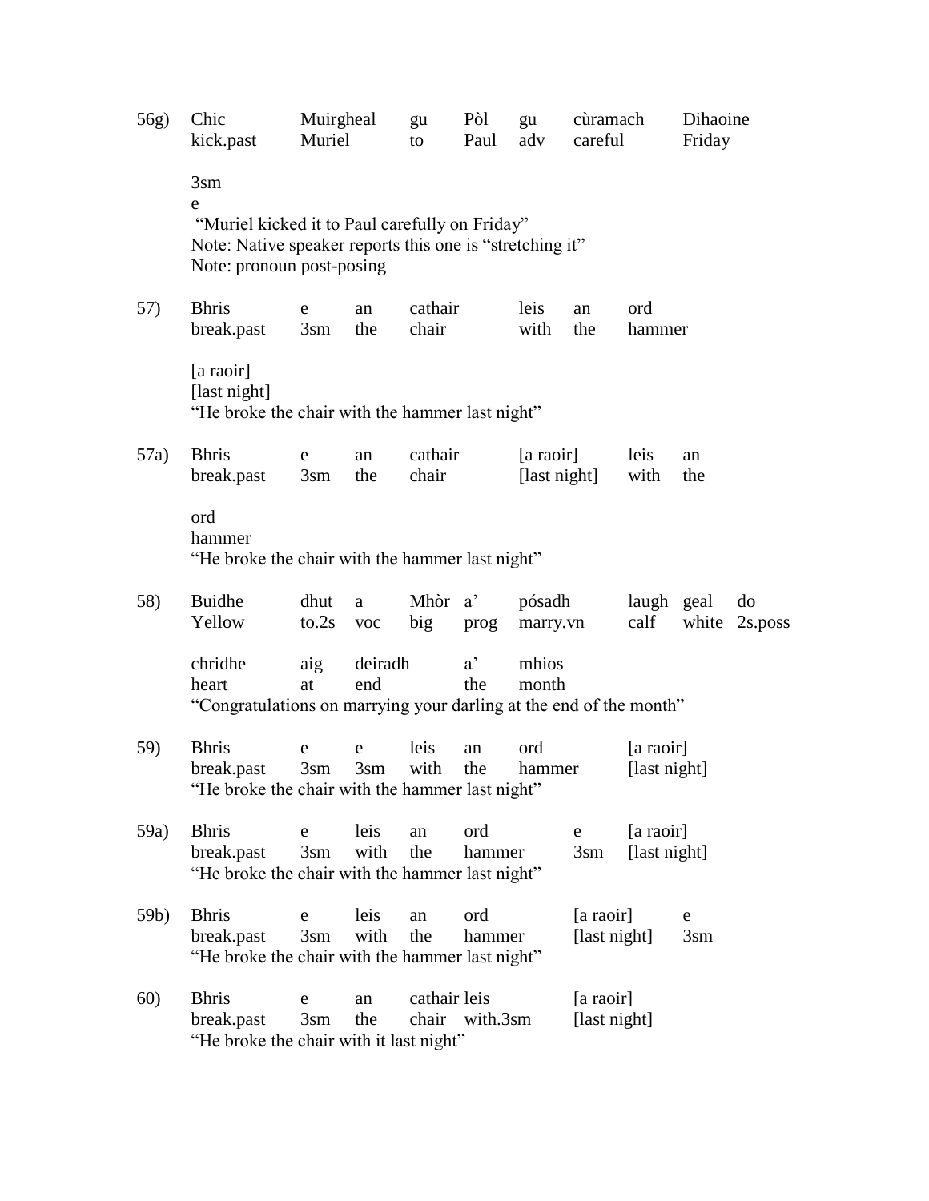56g) Chic Muirgheal gu Pòl gu cùramach Dihaoine
kick.past Muriel to Paul adv careful Friday

3sm
e
"Muriel kicked it to Paul carefully on Friday"
Note: Native speaker reports this one is "stretching it"
Note: pronoun post-posing

57) Bhris e an cathair leis an ord
break.past 3sm the chair with the hammer

[a raoir]
[last night]
"He broke the chair with the hammer last night"

57a) Bhris e an cathair [a raoir] leis an
break.past 3sm the chair [last night] with the

ord
hammer
"He broke the chair with the hammer last night"

58) Buidhe dhut a Mhòr a' pósadh laugh geal do
Yellow to.2s voc big prog marry.vn calf white 2s.poss

chridhe aig deiradh a' mhios
heart at end the month
"Congratulations on marrying your darling at the end of the month"

59) Bhris e e leis an ord [a raoir]
break.past 3sm 3sm with the hammer [last night]
"He broke the chair with the hammer last night"

59a) Bhris e leis an ord e [a raoir]
break.past 3sm with the hammer 3sm [last night]
"He broke the chair with the hammer last night"

59b) Bhris e leis an ord [a raoir] e
break.past 3sm with the hammer [last night] 3sm
"He broke the chair with the hammer last night"

60) Bhris e an cathair leis [a raoir]
break.past 3sm the chair with.3sm [last night]
"He broke the chair with it last night"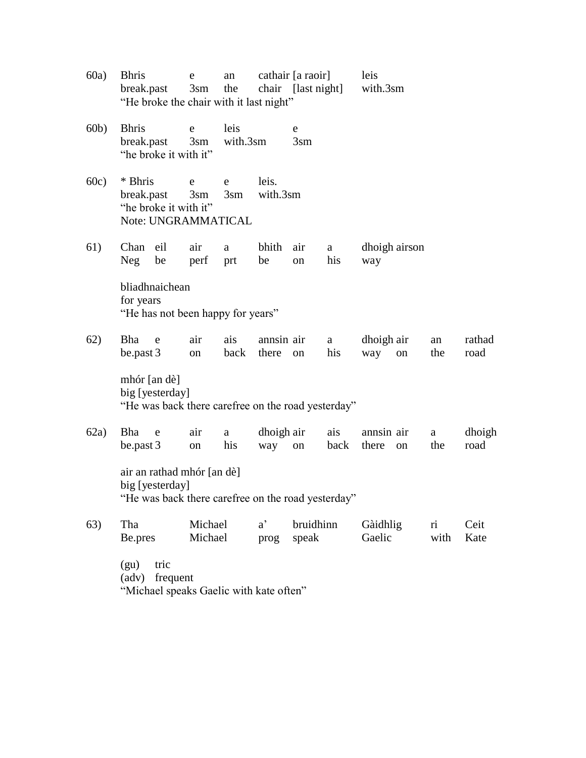60a) Bhris e an cathair [a raoir] leis
break.past 3sm the chair [last night] with.3sm
"He broke the chair with it last night"

60b) Bhris e leis e
break.past 3sm with.3sm 3sm
"he broke it with it"

60c) * Bhris e e leis.
break.past 3sm 3sm with.3sm
"he broke it with it"
Note: UNGRAMMATICAL

61) Chan eil air a bhith air a dhoigh airson
Neg be perf prt be on his way

bliadhnaichean
for years
"He has not been happy for years"

62) Bha e air ais annsin air a dhoigh air an rathad
be.past 3 on back there on his way on the road

mhór [an dè]
big [yesterday]
"He was back there carefree on the road yesterday"

62a) Bha e air a dhoigh air ais annsin air a dhoigh
be.past 3 on his way on back there on the road

air an rathad mhór [an dè]
big [yesterday]
"He was back there carefree on the road yesterday"

63) Tha Michael a' bruidhinn Gàidhlig ri Ceit
Be.pres Michael prog speak Gaelic with Kate

(gu) tric
(adv) frequent
"Michael speaks Gaelic with kate often"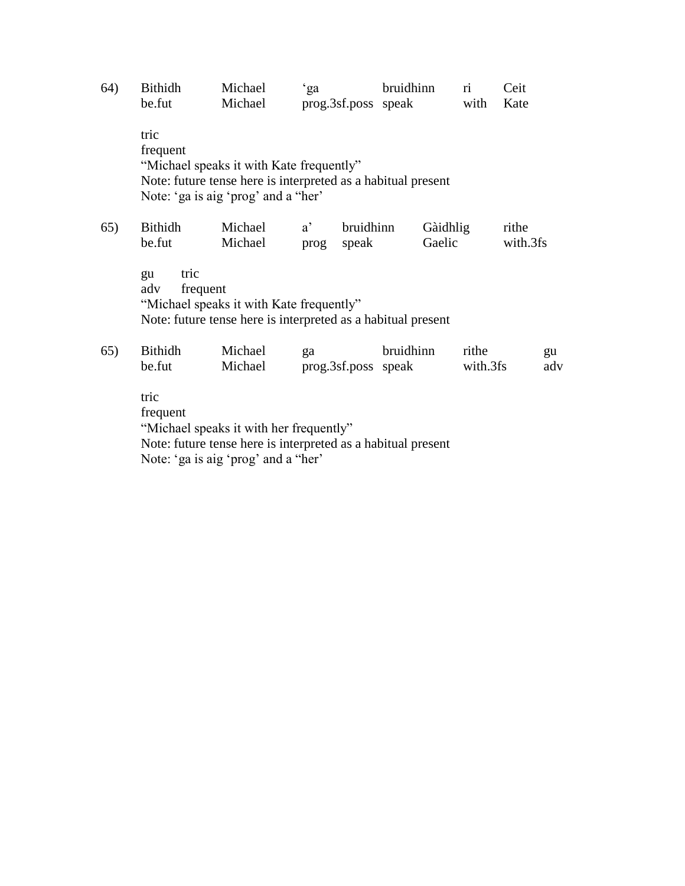64) Bithidh Michael 'ga bruidhinn ri Ceit
be.fut Michael prog.3sf.poss speak with Kate

tric
frequent
"Michael speaks it with Kate frequently"
Note: future tense here is interpreted as a habitual present
Note: 'ga is aig 'prog' and a "her'

65) Bithidh Michael a' bruidhinn Gàidhlig rithe
be.fut Michael prog speak Gaelic with.3fs

gu tric
adv frequent
"Michael speaks it with Kate frequently"
Note: future tense here is interpreted as a habitual present

65) Bithidh Michael ga bruidhinn rithe gu
be.fut Michael prog.3sf.poss speak with.3fs adv

tric
frequent
"Michael speaks it with her frequently"
Note: future tense here is interpreted as a habitual present
Note: 'ga is aig 'prog' and a "her'